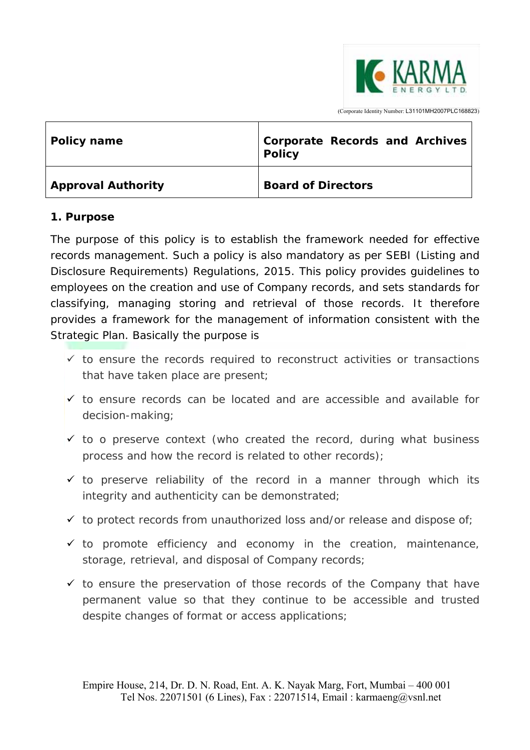KARMA ENERGY LTD.

(Corporate Identity Number: L31101MH2007PLC168823)

| Policy name | Corporate Records and Archives Policy |
| --- | --- |
| Approval Authority | Board of Directors |

**1. Purpose**

The purpose of this policy is to establish the framework needed for effective records management. Such a policy is also mandatory as per SEBI (Listing and Disclosure Requirements) Regulations, 2015. This policy provides guidelines to employees on the creation and use of Company records, and sets standards for classifying, managing storing and retrieval of those records. It therefore provides a framework for the management of information consistent with the Strategic Plan. Basically the purpose is

- ✓ to ensure the records required to reconstruct activities or transactions that have taken place are present;
- ✓ to ensure records can be located and are accessible and available for decision-making;
- ✓ to o preserve context (who created the record, during what business process and how the record is related to other records);
- ✓ to preserve reliability of the record in a manner through which its integrity and authenticity can be demonstrated;
- ✓ to protect records from unauthorized loss and/or release and dispose of;
- ✓ to promote efficiency and economy in the creation, maintenance, storage, retrieval, and disposal of Company records;
- ✓ to ensure the preservation of those records of the Company that have permanent value so that they continue to be accessible and trusted despite changes of format or access applications;

Empire House, 214, Dr. D. N. Road, Ent. A. K. Nayak Marg, Fort, Mumbai – 400 001
Tel Nos. 22071501 (6 Lines), Fax : 22071514, Email : karmaeng@vsnl.net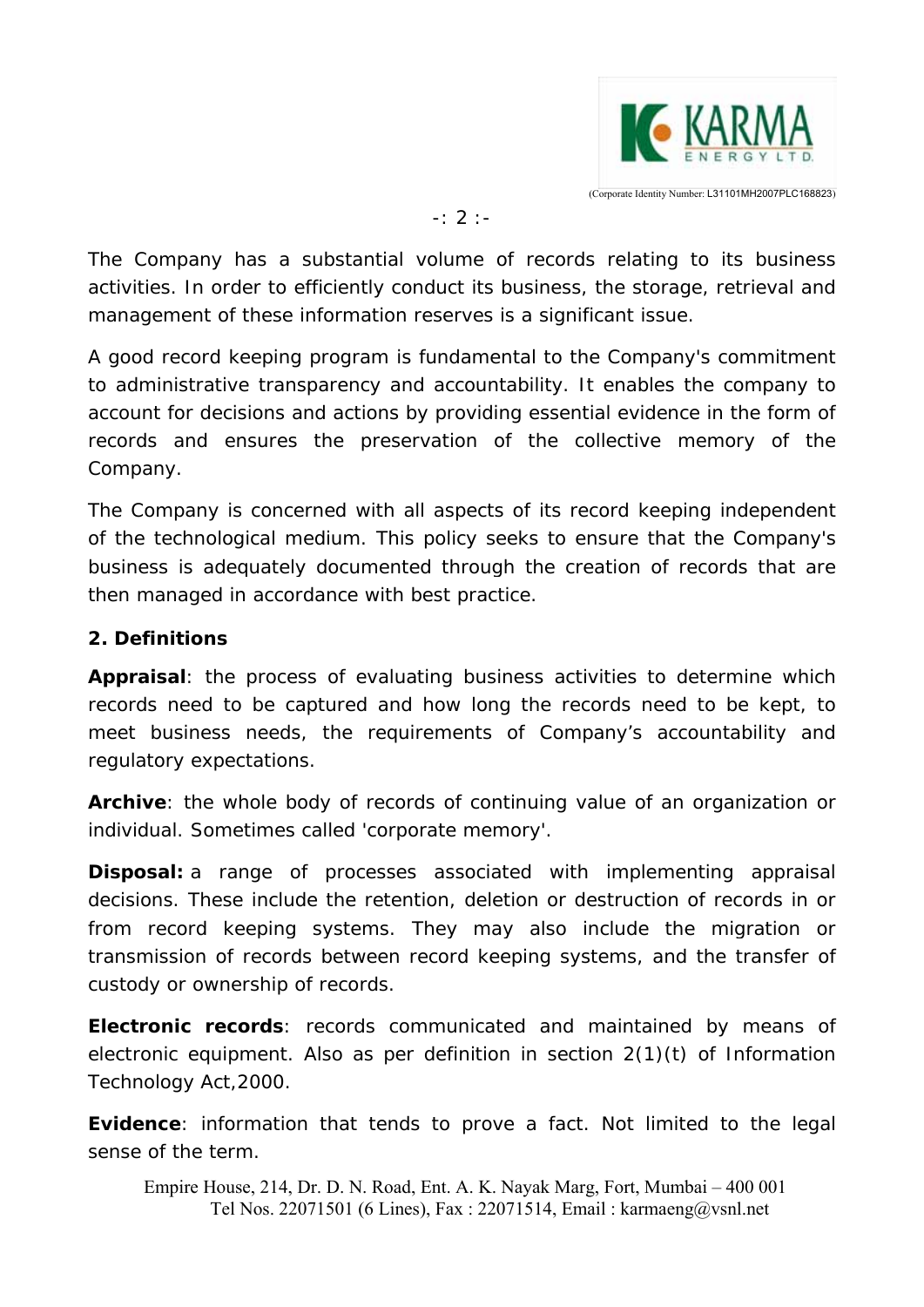The Company has a substantial volume of records relating to its business activities. In order to efficiently conduct its business, the storage, retrieval and management of these information reserves is a significant issue.

A good record keeping program is fundamental to the Company's commitment to administrative transparency and accountability. It enables the company to account for decisions and actions by providing essential evidence in the form of records and ensures the preservation of the collective memory of the Company.

The Company is concerned with all aspects of its record keeping independent of the technological medium. This policy seeks to ensure that the Company's business is adequately documented through the creation of records that are then managed in accordance with best practice.

## 2. Definitions

**Appraisal**: the process of evaluating business activities to determine which records need to be captured and how long the records need to be kept, to meet business needs, the requirements of Company's accountability and regulatory expectations.

**Archive**: the whole body of records of continuing value of an organization or individual. Sometimes called 'corporate memory'.

**Disposal:** a range of processes associated with implementing appraisal decisions. These include the retention, deletion or destruction of records in or from record keeping systems. They may also include the migration or transmission of records between record keeping systems, and the transfer of custody or ownership of records.

**Electronic records**: records communicated and maintained by means of electronic equipment. Also as per definition in section 2(1)(t) of Information Technology Act,2000.

**Evidence**: information that tends to prove a fact. Not limited to the legal sense of the term.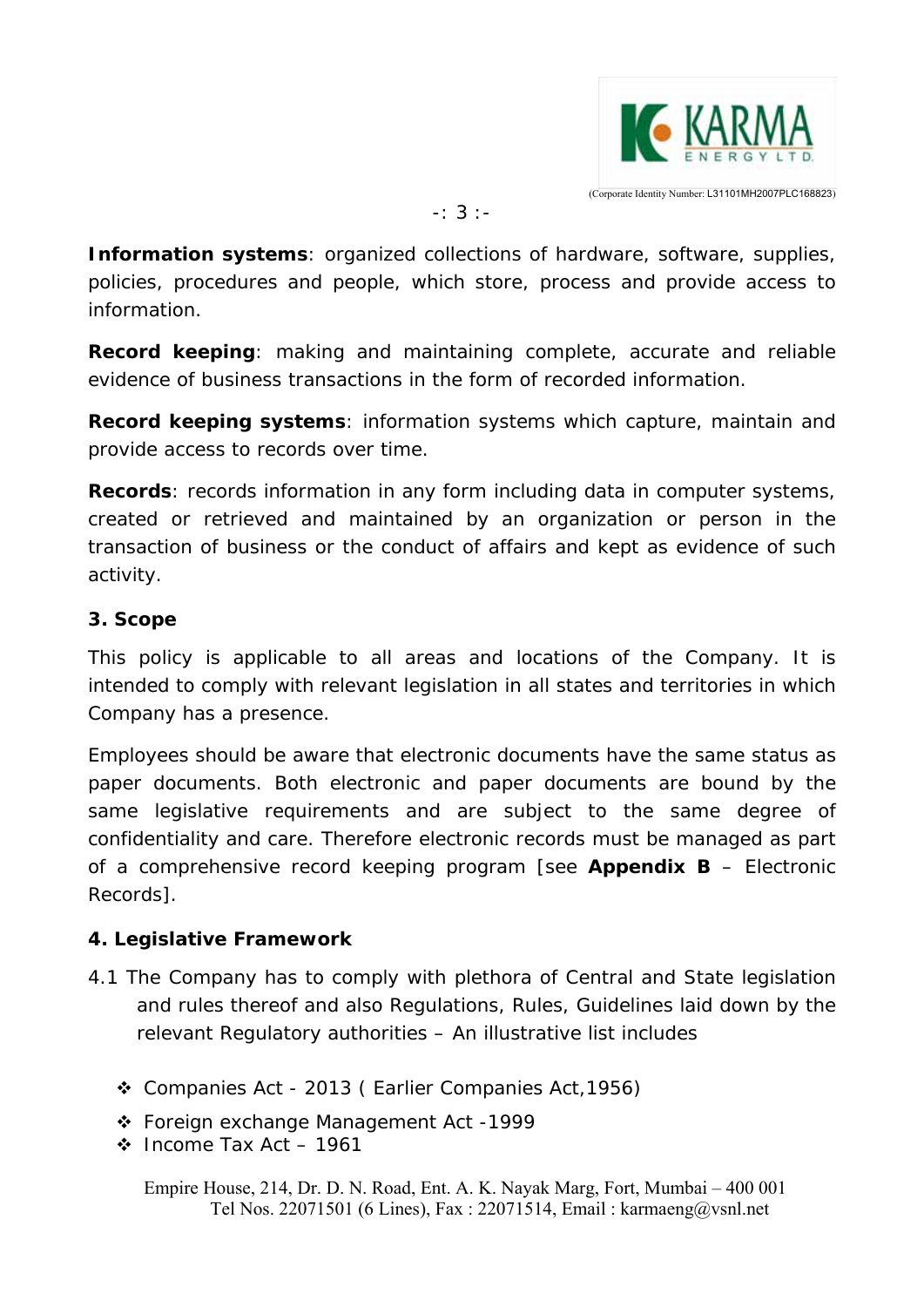**Information systems**: organized collections of hardware, software, supplies, policies, procedures and people, which store, process and provide access to information.

**Record keeping**: making and maintaining complete, accurate and reliable evidence of business transactions in the form of recorded information.

**Record keeping systems**: information systems which capture, maintain and provide access to records over time.

**Records**: records information in any form including data in computer systems, created or retrieved and maintained by an organization or person in the transaction of business or the conduct of affairs and kept as evidence of such activity.

## 3. Scope

This policy is applicable to all areas and locations of the Company. It is intended to comply with relevant legislation in all states and territories in which Company has a presence.

Employees should be aware that electronic documents have the same status as paper documents. Both electronic and paper documents are bound by the same legislative requirements and are subject to the same degree of confidentiality and care. Therefore electronic records must be managed as part of a comprehensive record keeping program [see **Appendix B** – Electronic Records].

## 4. Legislative Framework

4.1 The Company has to comply with plethora of Central and State legislation and rules thereof and also Regulations, Rules, Guidelines laid down by the relevant Regulatory authorities – An illustrative list includes

- Companies Act - 2013 ( Earlier Companies Act,1956)
- Foreign exchange Management Act -1999
- Income Tax Act – 1961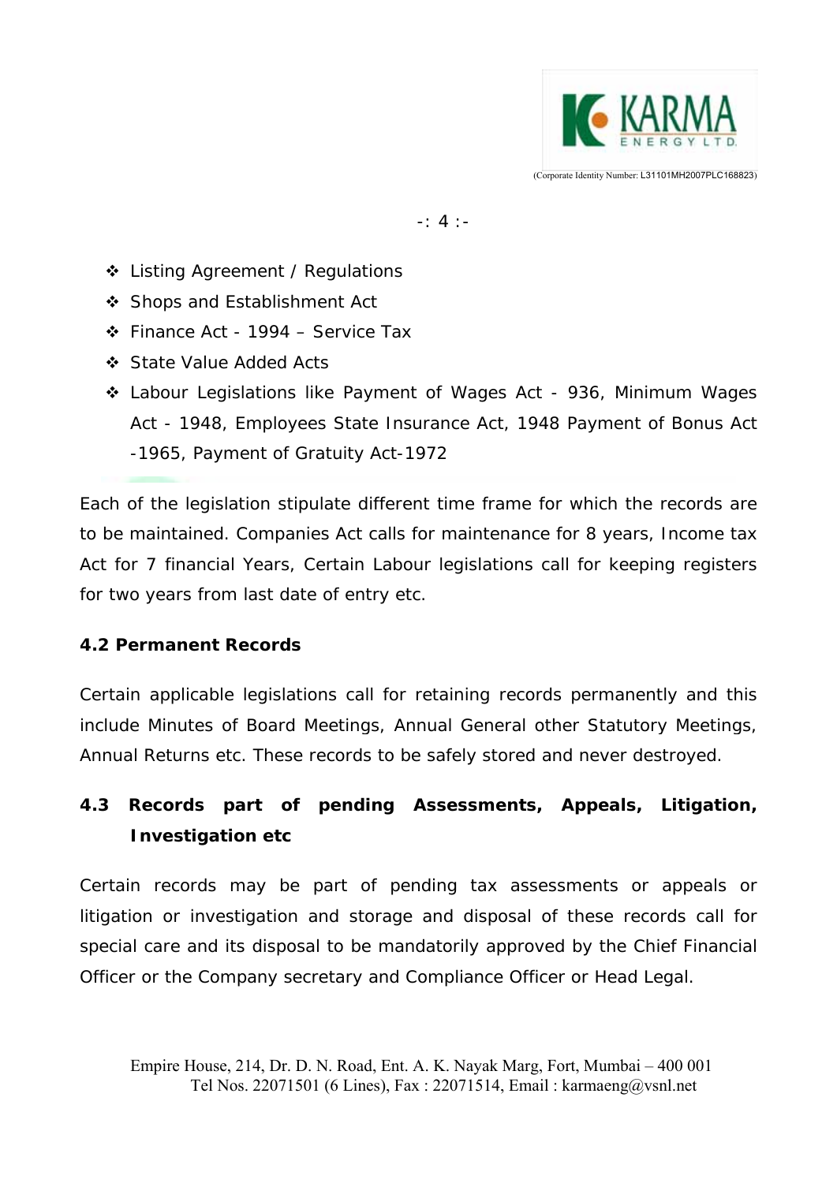- Listing Agreement / Regulations
- Shops and Establishment Act
- Finance Act - 1994 – Service Tax
- State Value Added Acts
- Labour Legislations like Payment of Wages Act - 936, Minimum Wages Act - 1948, Employees State Insurance Act, 1948 Payment of Bonus Act -1965, Payment of Gratuity Act-1972

Each of the legislation stipulate different time frame for which the records are to be maintained. Companies Act calls for maintenance for 8 years, Income tax Act for 7 financial Years, Certain Labour legislations call for keeping registers for two years from last date of entry etc.

### 4.2 Permanent Records

Certain applicable legislations call for retaining records permanently and this include Minutes of Board Meetings, Annual General other Statutory Meetings, Annual Returns etc. These records to be safely stored and never destroyed.

### 4.3 Records part of pending Assessments, Appeals, Litigation, Investigation etc

Certain records may be part of pending tax assessments or appeals or litigation or investigation and storage and disposal of these records call for special care and its disposal to be mandatorily approved by the Chief Financial Officer or the Company secretary and Compliance Officer or Head Legal.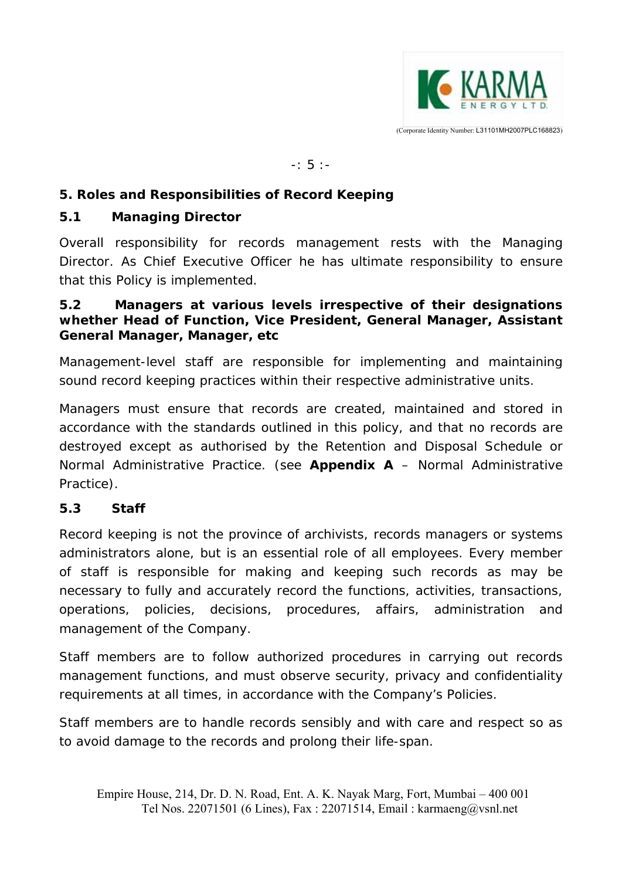## 5. Roles and Responsibilities of Record Keeping

### 5.1 Managing Director

Overall responsibility for records management rests with the Managing Director. As Chief Executive Officer he has ultimate responsibility to ensure that this Policy is implemented.

### 5.2 Managers at various levels irrespective of their designations whether Head of Function, Vice President, General Manager, Assistant General Manager, Manager, etc

Management-level staff are responsible for implementing and maintaining sound record keeping practices within their respective administrative units.

Managers must ensure that records are created, maintained and stored in accordance with the standards outlined in this policy, and that no records are destroyed except as authorised by the Retention and Disposal Schedule or Normal Administrative Practice. (see **Appendix A** – Normal Administrative Practice).

### 5.3 Staff

Record keeping is not the province of archivists, records managers or systems administrators alone, but is an essential role of all employees. Every member of staff is responsible for making and keeping such records as may be necessary to fully and accurately record the functions, activities, transactions, operations, policies, decisions, procedures, affairs, administration and management of the Company.

Staff members are to follow authorized procedures in carrying out records management functions, and must observe security, privacy and confidentiality requirements at all times, in accordance with the Company's Policies.

Staff members are to handle records sensibly and with care and respect so as to avoid damage to the records and prolong their life-span.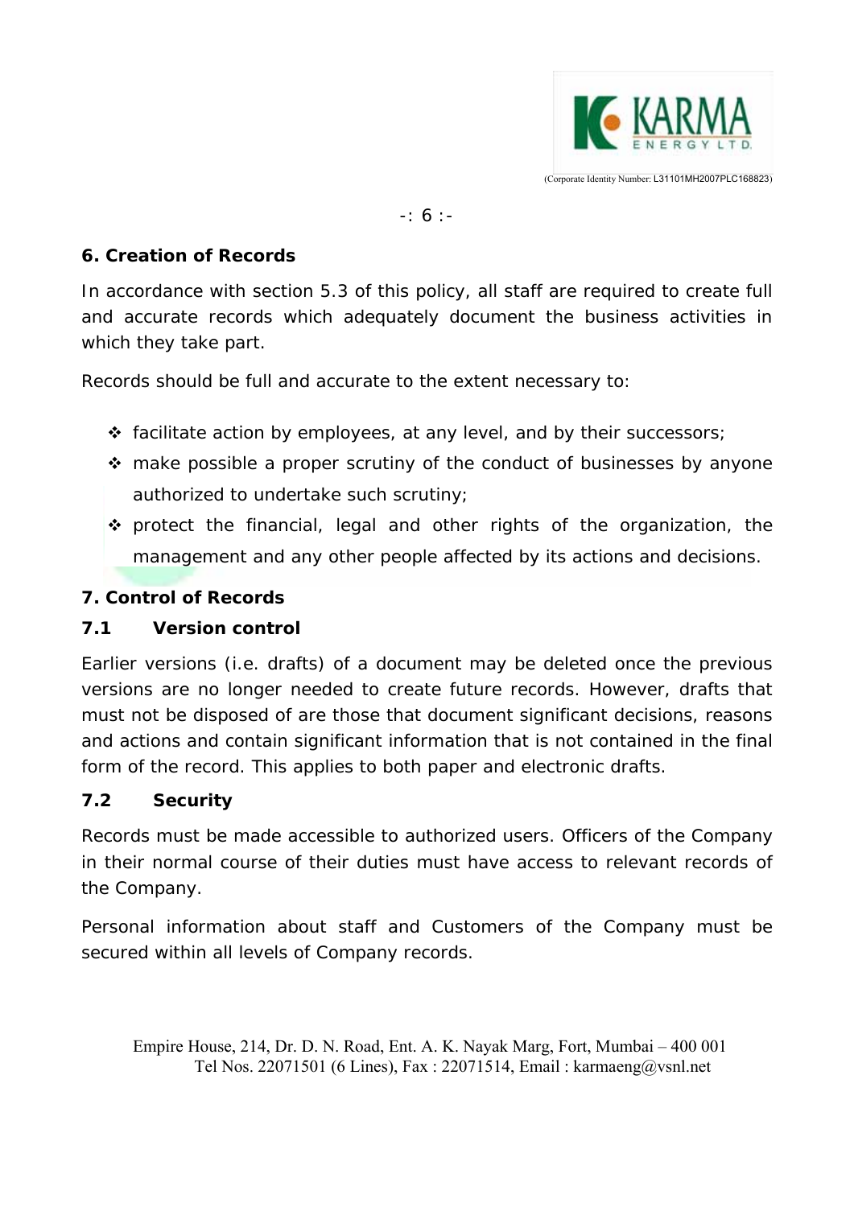## 6. Creation of Records

In accordance with section 5.3 of this policy, all staff are required to create full and accurate records which adequately document the business activities in which they take part.

Records should be full and accurate to the extent necessary to:

- facilitate action by employees, at any level, and by their successors;
- make possible a proper scrutiny of the conduct of businesses by anyone authorized to undertake such scrutiny;
- protect the financial, legal and other rights of the organization, the management and any other people affected by its actions and decisions.

## 7. Control of Records

### 7.1 Version control

Earlier versions (i.e. drafts) of a document may be deleted once the previous versions are no longer needed to create future records. However, drafts that must not be disposed of are those that document significant decisions, reasons and actions and contain significant information that is not contained in the final form of the record. This applies to both paper and electronic drafts.

### 7.2 Security

Records must be made accessible to authorized users. Officers of the Company in their normal course of their duties must have access to relevant records of the Company.

Personal information about staff and Customers of the Company must be secured within all levels of Company records.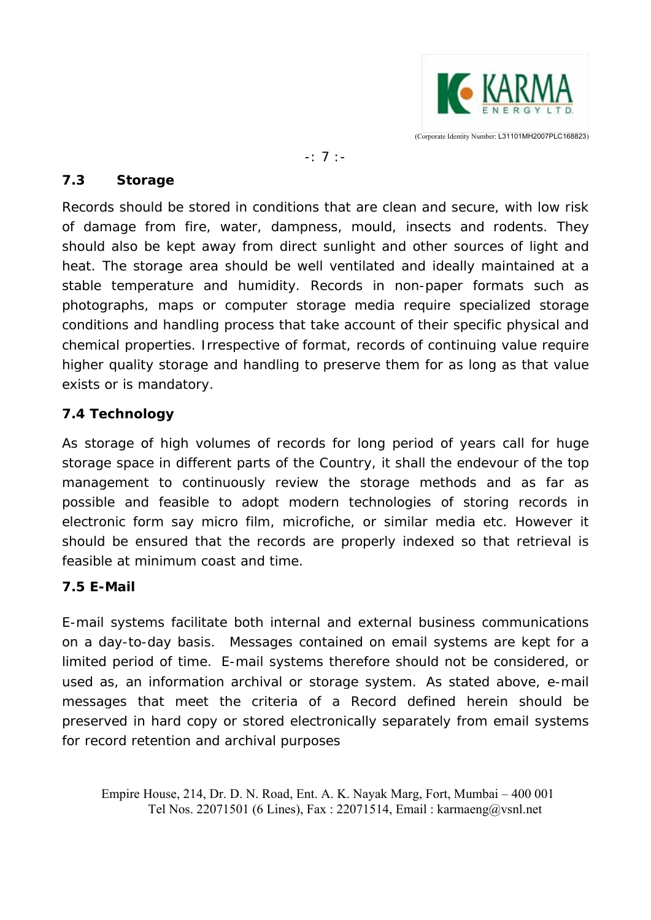### 7.3 Storage

Records should be stored in conditions that are clean and secure, with low risk of damage from fire, water, dampness, mould, insects and rodents. They should also be kept away from direct sunlight and other sources of light and heat. The storage area should be well ventilated and ideally maintained at a stable temperature and humidity. Records in non-paper formats such as photographs, maps or computer storage media require specialized storage conditions and handling process that take account of their specific physical and chemical properties. Irrespective of format, records of continuing value require higher quality storage and handling to preserve them for as long as that value exists or is mandatory.

### 7.4 Technology

As storage of high volumes of records for long period of years call for huge storage space in different parts of the Country, it shall the endevour of the top management to continuously review the storage methods and as far as possible and feasible to adopt modern technologies of storing records in electronic form say micro film, microfiche, or similar media etc. However it should be ensured that the records are properly indexed so that retrieval is feasible at minimum coast and time.

### 7.5 E-Mail

E-mail systems facilitate both internal and external business communications on a day-to-day basis. Messages contained on email systems are kept for a limited period of time. E-mail systems therefore should not be considered, or used as, an information archival or storage system. As stated above, e-mail messages that meet the criteria of a Record defined herein should be preserved in hard copy or stored electronically separately from email systems for record retention and archival purposes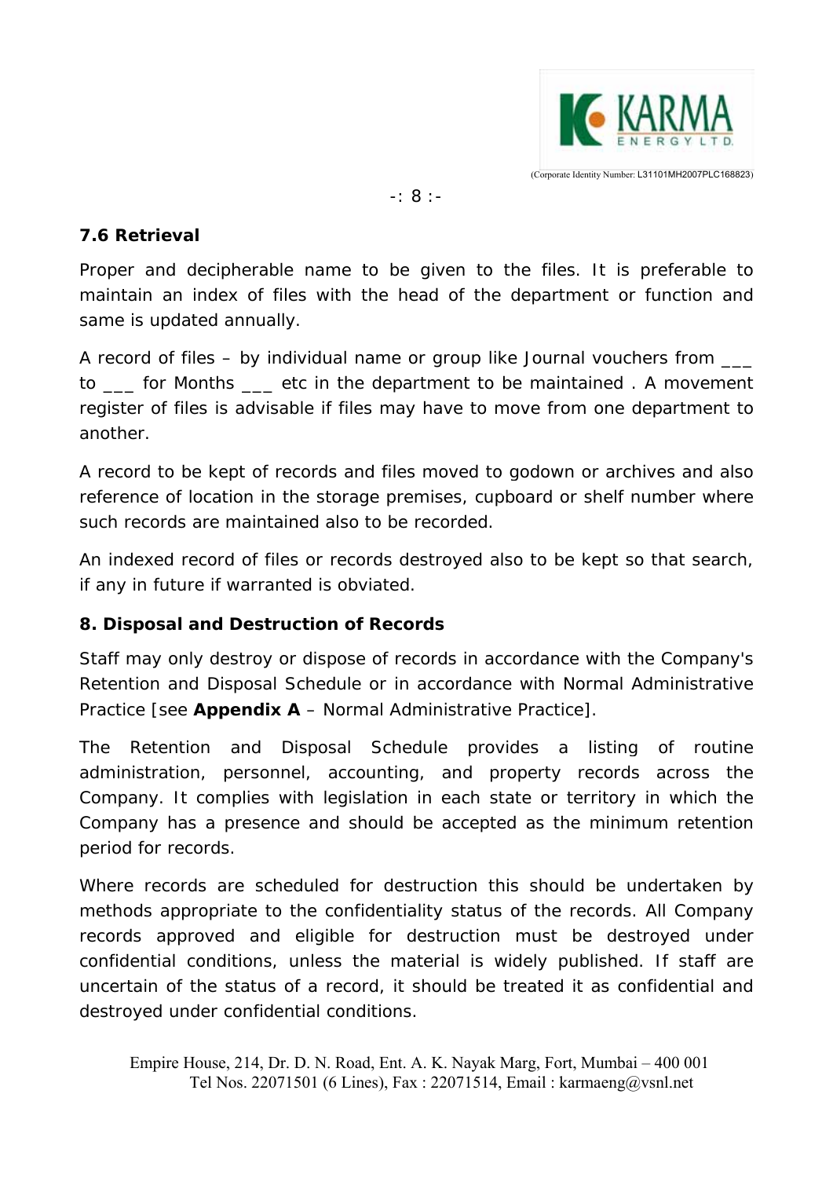### 7.6 Retrieval

Proper and decipherable name to be given to the files. It is preferable to maintain an index of files with the head of the department or function and same is updated annually.

A record of files – by individual name or group like Journal vouchers from ___ to ___ for Months ___ etc in the department to be maintained . A movement register of files is advisable if files may have to move from one department to another.

A record to be kept of records and files moved to godown or archives and also reference of location in the storage premises, cupboard or shelf number where such records are maintained also to be recorded.

An indexed record of files or records destroyed also to be kept so that search, if any in future if warranted is obviated.

### 8. Disposal and Destruction of Records

Staff may only destroy or dispose of records in accordance with the Company's Retention and Disposal Schedule or in accordance with Normal Administrative Practice [see **Appendix A** – Normal Administrative Practice].

The Retention and Disposal Schedule provides a listing of routine administration, personnel, accounting, and property records across the Company. It complies with legislation in each state or territory in which the Company has a presence and should be accepted as the minimum retention period for records.

Where records are scheduled for destruction this should be undertaken by methods appropriate to the confidentiality status of the records. All Company records approved and eligible for destruction must be destroyed under confidential conditions, unless the material is widely published. If staff are uncertain of the status of a record, it should be treated it as confidential and destroyed under confidential conditions.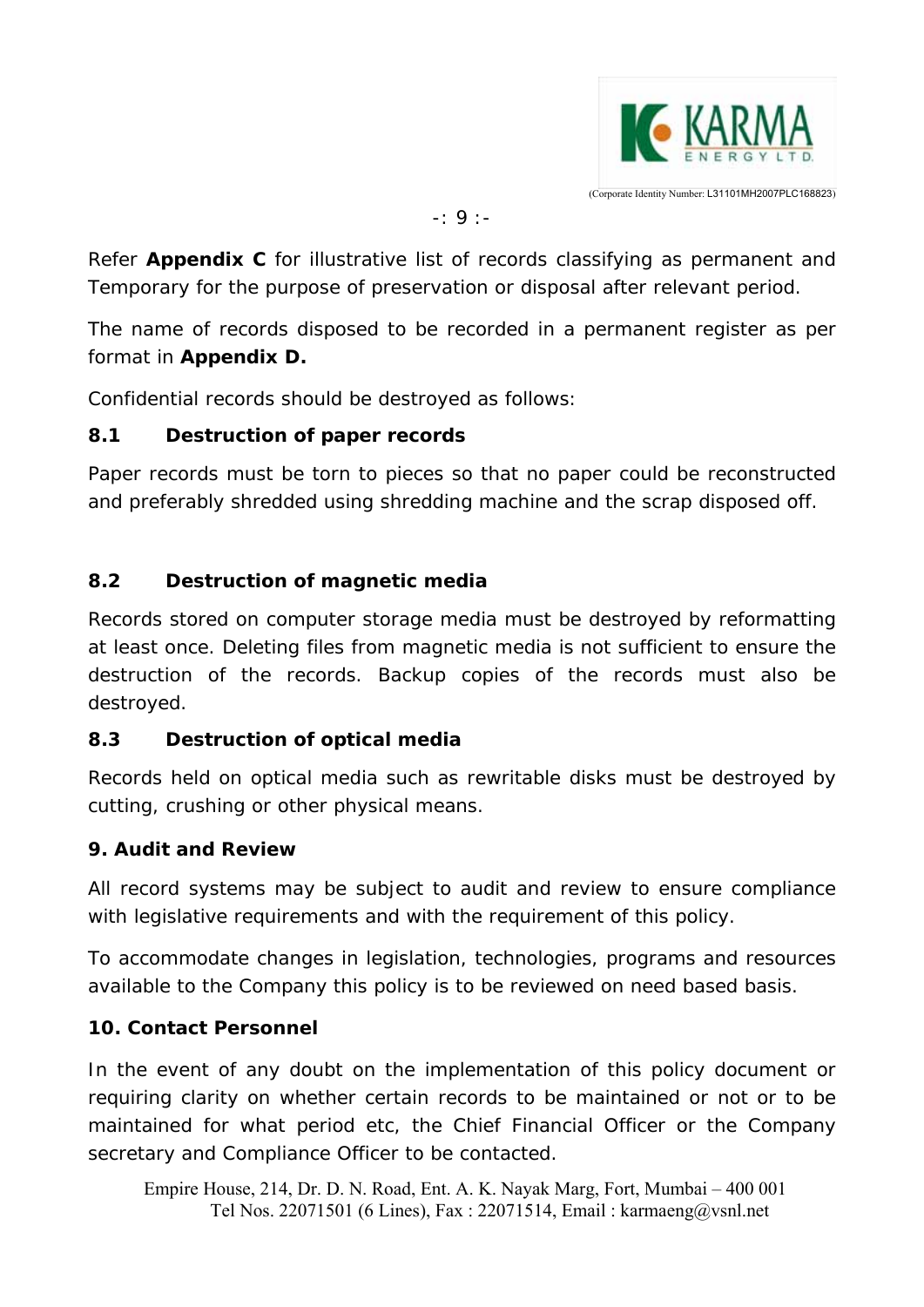Refer **Appendix C** for illustrative list of records classifying as permanent and Temporary for the purpose of preservation or disposal after relevant period.

The name of records disposed to be recorded in a permanent register as per format in **Appendix D.**

Confidential records should be destroyed as follows:

### 8.1 Destruction of paper records

Paper records must be torn to pieces so that no paper could be reconstructed and preferably shredded using shredding machine and the scrap disposed off.

### 8.2 Destruction of magnetic media

Records stored on computer storage media must be destroyed by reformatting at least once. Deleting files from magnetic media is not sufficient to ensure the destruction of the records. Backup copies of the records must also be destroyed.

### 8.3 Destruction of optical media

Records held on optical media such as rewritable disks must be destroyed by cutting, crushing or other physical means.

## 9. Audit and Review

All record systems may be subject to audit and review to ensure compliance with legislative requirements and with the requirement of this policy.

To accommodate changes in legislation, technologies, programs and resources available to the Company this policy is to be reviewed on need based basis.

## 10. Contact Personnel

In the event of any doubt on the implementation of this policy document or requiring clarity on whether certain records to be maintained or not or to be maintained for what period etc, the Chief Financial Officer or the Company secretary and Compliance Officer to be contacted.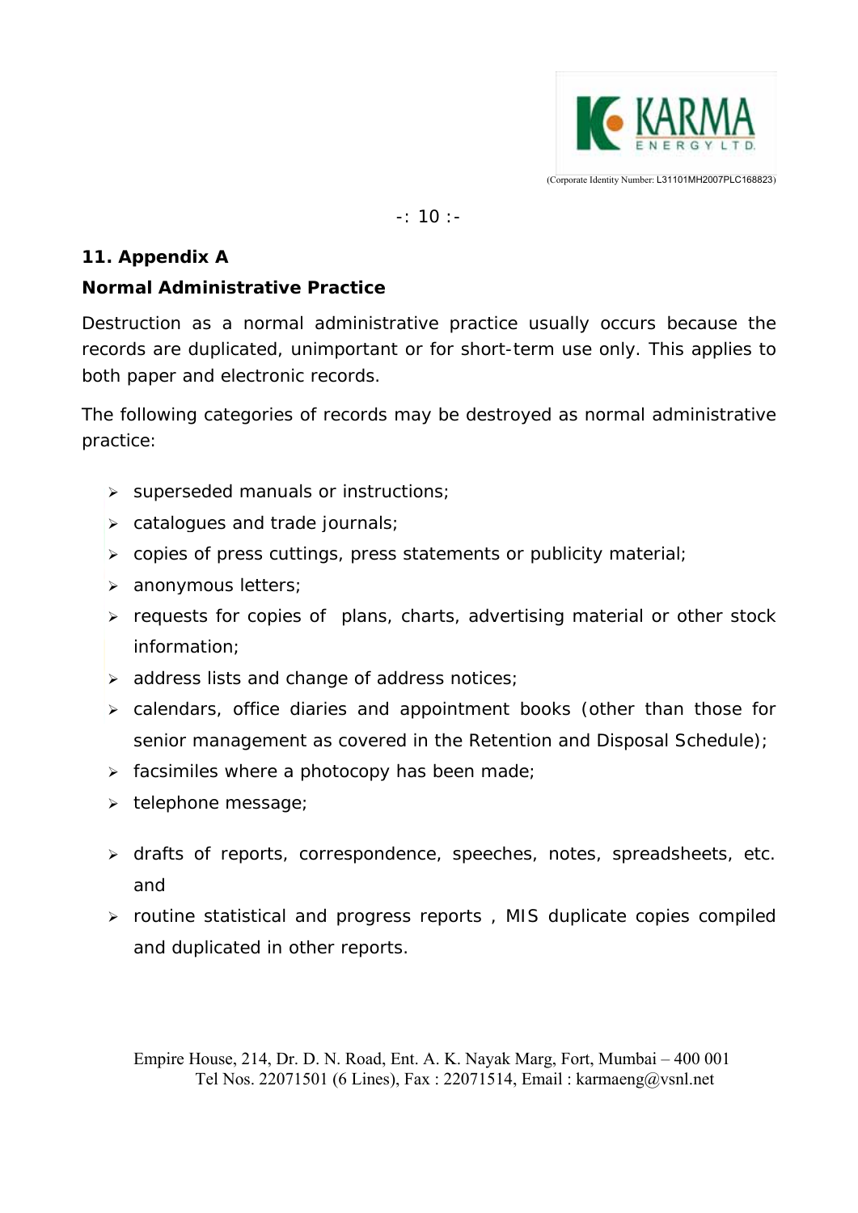## 11. Appendix A

### Normal Administrative Practice

Destruction as a normal administrative practice usually occurs because the records are duplicated, unimportant or for short-term use only. This applies to both paper and electronic records.

The following categories of records may be destroyed as normal administrative practice:

- superseded manuals or instructions;
- catalogues and trade journals;
- copies of press cuttings, press statements or publicity material;
- anonymous letters;
- requests for copies of plans, charts, advertising material or other stock information;
- address lists and change of address notices;
- calendars, office diaries and appointment books (other than those for senior management as covered in the Retention and Disposal Schedule);
- facsimiles where a photocopy has been made;
- telephone message;
- drafts of reports, correspondence, speeches, notes, spreadsheets, etc. and
- routine statistical and progress reports , MIS duplicate copies compiled and duplicated in other reports.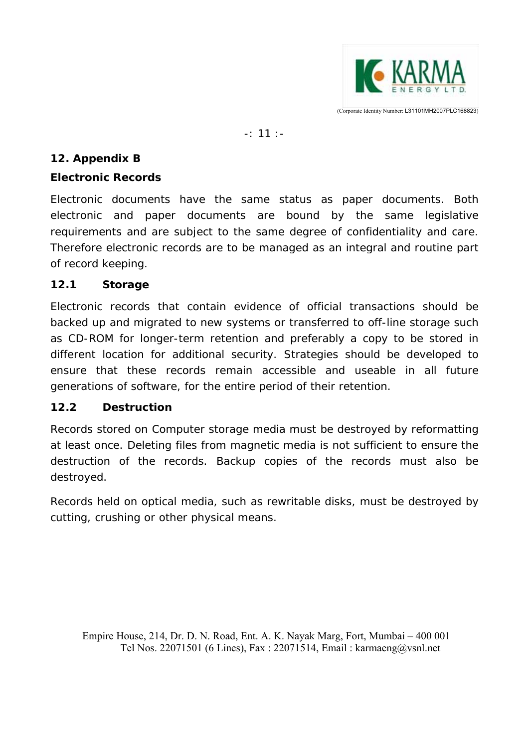## 12. Appendix B

### Electronic Records

Electronic documents have the same status as paper documents. Both electronic and paper documents are bound by the same legislative requirements and are subject to the same degree of confidentiality and care. Therefore electronic records are to be managed as an integral and routine part of record keeping.

### 12.1 Storage

Electronic records that contain evidence of official transactions should be backed up and migrated to new systems or transferred to off-line storage such as CD-ROM for longer-term retention and preferably a copy to be stored in different location for additional security. Strategies should be developed to ensure that these records remain accessible and useable in all future generations of software, for the entire period of their retention.

### 12.2 Destruction

Records stored on Computer storage media must be destroyed by reformatting at least once. Deleting files from magnetic media is not sufficient to ensure the destruction of the records. Backup copies of the records must also be destroyed.

Records held on optical media, such as rewritable disks, must be destroyed by cutting, crushing or other physical means.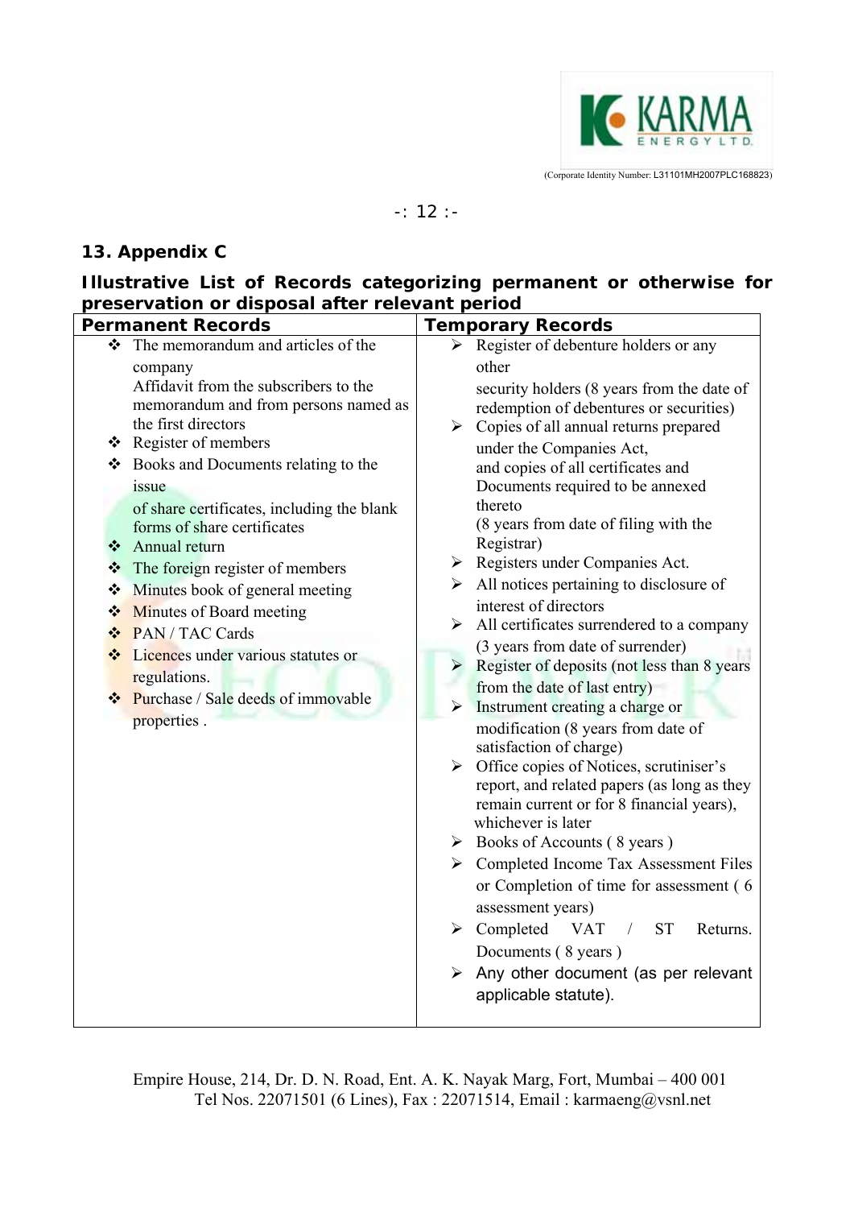## 13. Appendix C

### Illustrative List of Records categorizing permanent or otherwise for preservation or disposal after relevant period

| Permanent Records | Temporary Records |
|---|---|
| ❖ The memorandum and articles of the company<br>Affidavit from the subscribers to the memorandum and from persons named as the first directors<br>❖ Register of members<br>❖ Books and Documents relating to the issue of share certificates, including the blank forms of share certificates<br>❖ Annual return<br>❖ The foreign register of members<br>❖ Minutes book of general meeting<br>❖ Minutes of Board meeting<br>❖ PAN / TAC Cards<br>❖ Licences under various statutes or regulations.<br>❖ Purchase / Sale deeds of immovable properties . | ➢ Register of debenture holders or any other security holders (8 years from the date of redemption of debentures or securities)<br>➢ Copies of all annual returns prepared under the Companies Act, and copies of all certificates and Documents required to be annexed thereto (8 years from date of filing with the Registrar)<br>➢ Registers under Companies Act.<br>➢ All notices pertaining to disclosure of interest of directors<br>➢ All certificates surrendered to a company (3 years from date of surrender)<br>➢ Register of deposits (not less than 8 years from the date of last entry)<br>➢ Instrument creating a charge or modification (8 years from date of satisfaction of charge)<br>➢ Office copies of Notices, scrutiniser's report, and related papers (as long as they remain current or for 8 financial years), whichever is later<br>➢ Books of Accounts ( 8 years )<br>➢ Completed Income Tax Assessment Files or Completion of time for assessment ( 6 assessment years)<br>➢ Completed VAT / ST Returns. Documents ( 8 years )<br>➢ Any other document (as per relevant applicable statute). |

Empire House, 214, Dr. D. N. Road, Ent. A. K. Nayak Marg, Fort, Mumbai – 400 001
Tel Nos. 22071501 (6 Lines), Fax : 22071514, Email : karmaeng@vsnl.net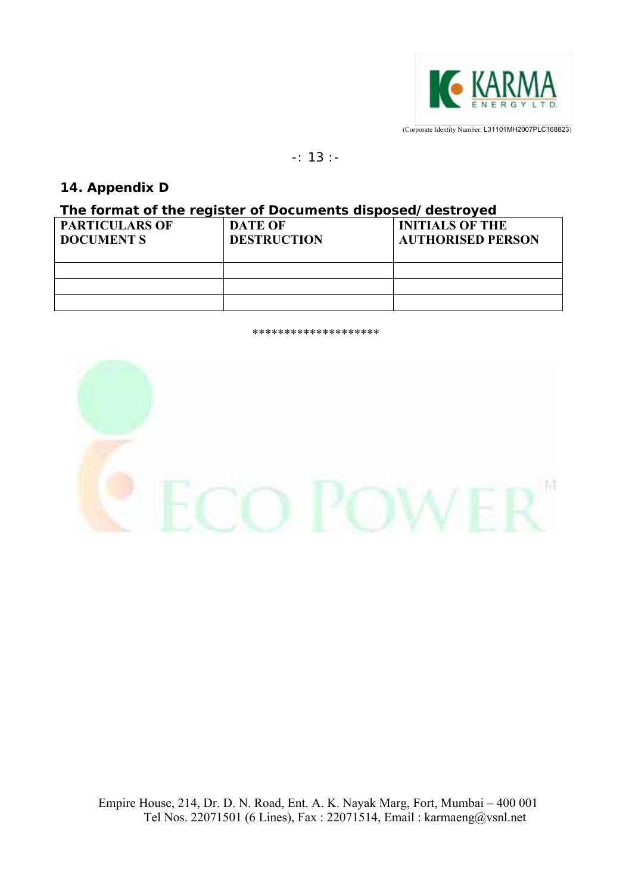## 14. Appendix D

### The format of the register of Documents disposed/destroyed

| PARTICULARS OF DOCUMENT S | DATE OF DESTRUCTION | INITIALS OF THE AUTHORISED PERSON |
|---|---|---|
| | | |
| | | |
| | | |

*******************